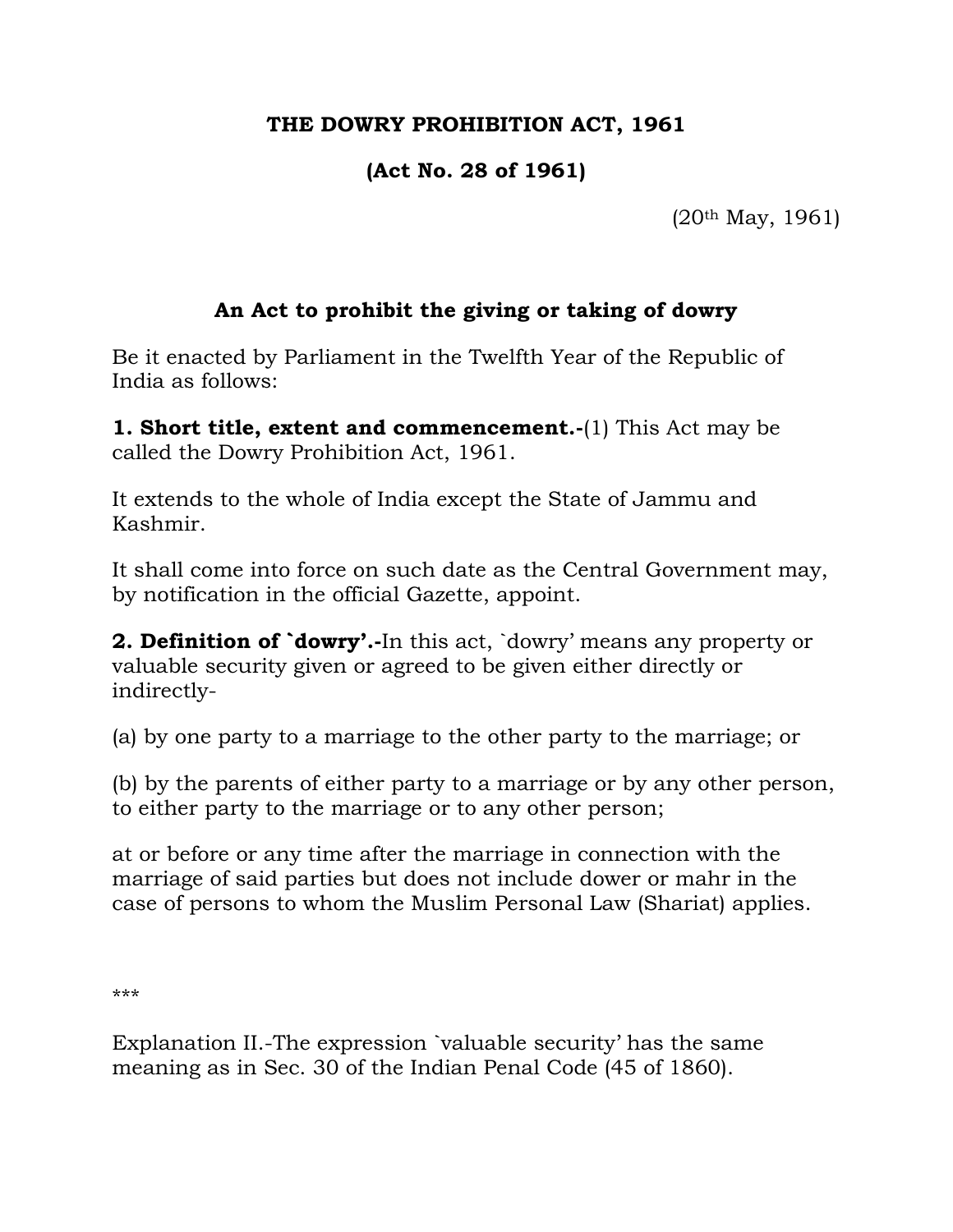# THE DOWRY PROHIBITION ACT, 1961

## (Act No. 28 of 1961)

(20th May, 1961)

### An Act to prohibit the giving or taking of dowry

Be it enacted by Parliament in the Twelfth Year of the Republic of India as follows:

**1. Short title, extent and commencement.-**(1) This Act may be called the Dowry Prohibition Act, 1961.

It extends to the whole of India except the State of Jammu and Kashmir.

It shall come into force on such date as the Central Government may, by notification in the official Gazette, appoint.

**2. Definition of `dowry'.-**In this act, `dowry' means any property or valuable security given or agreed to be given either directly or indirectly-

(a) by one party to a marriage to the other party to the marriage; or

(b) by the parents of either party to a marriage or by any other person, to either party to the marriage or to any other person;

at or before or any time after the marriage in connection with the marriage of said parties but does not include dower or mahr in the case of persons to whom the Muslim Personal Law (Shariat) applies.

***

Explanation II.-The expression `valuable security' has the same meaning as in Sec. 30 of the Indian Penal Code (45 of 1860).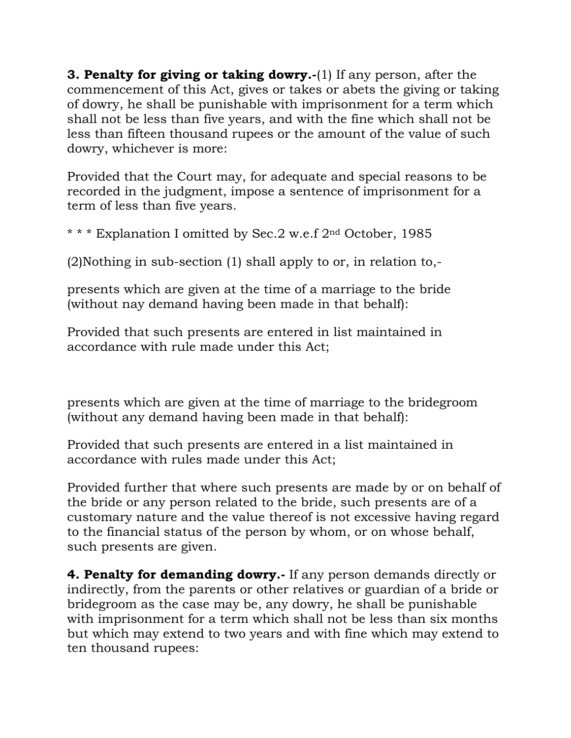**3. Penalty for giving or taking dowry.-**(1) If any person, after the commencement of this Act, gives or takes or abets the giving or taking of dowry, he shall be punishable with imprisonment for a term which shall not be less than five years, and with the fine which shall not be less than fifteen thousand rupees or the amount of the value of such dowry, whichever is more:

Provided that the Court may, for adequate and special reasons to be recorded in the judgment, impose a sentence of imprisonment for a term of less than five years.

* * * Explanation I omitted by Sec.2 w.e.f 2nd October, 1985

(2)Nothing in sub-section (1) shall apply to or, in relation to,-

presents which are given at the time of a marriage to the bride (without nay demand having been made in that behalf):

Provided that such presents are entered in list maintained in accordance with rule made under this Act;

presents which are given at the time of marriage to the bridegroom (without any demand having been made in that behalf):

Provided that such presents are entered in a list maintained in accordance with rules made under this Act;

Provided further that where such presents are made by or on behalf of the bride or any person related to the bride, such presents are of a customary nature and the value thereof is not excessive having regard to the financial status of the person by whom, or on whose behalf, such presents are given.

**4. Penalty for demanding dowry.-** If any person demands directly or indirectly, from the parents or other relatives or guardian of a bride or bridegroom as the case may be, any dowry, he shall be punishable with imprisonment for a term which shall not be less than six months but which may extend to two years and with fine which may extend to ten thousand rupees: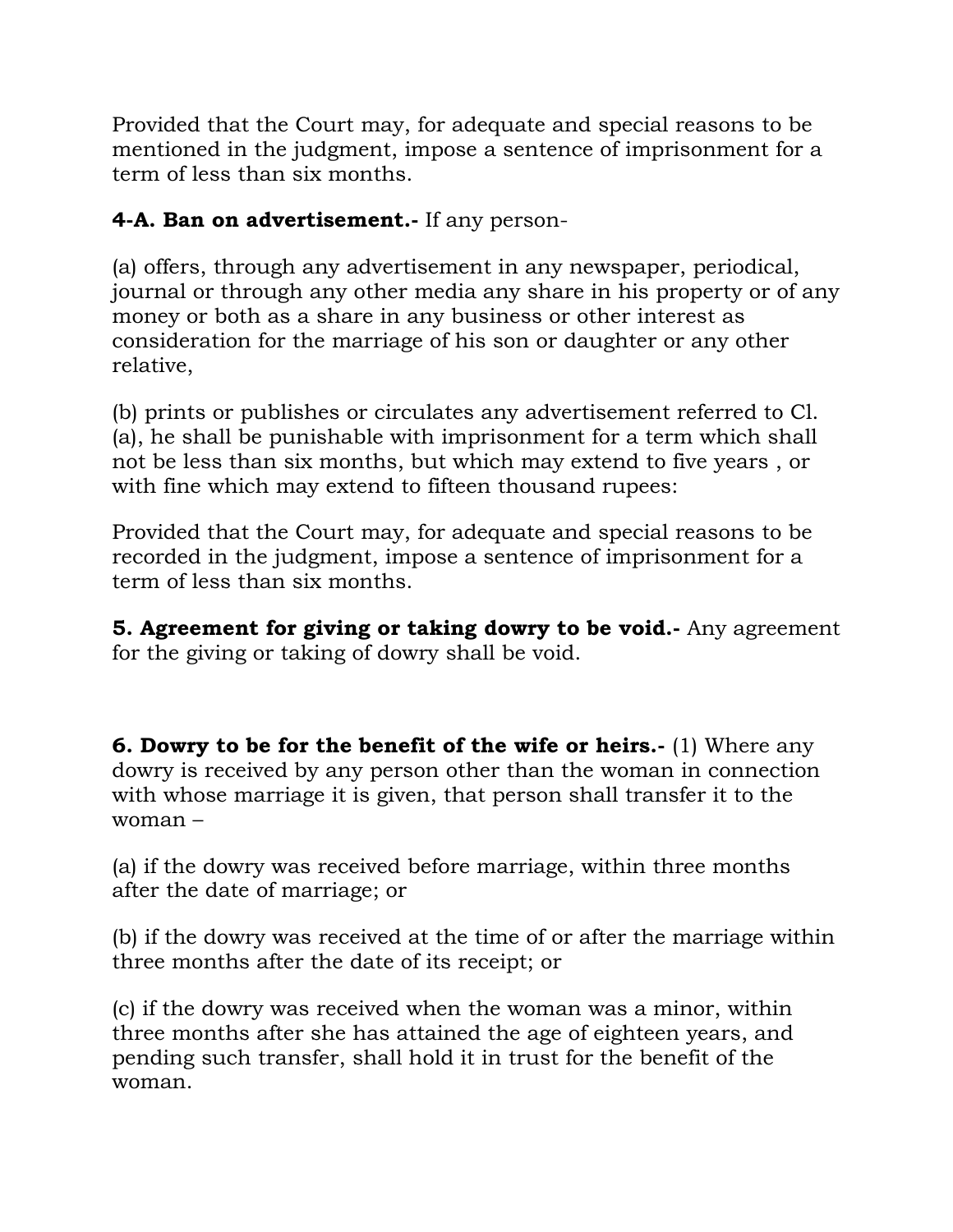Provided that the Court may, for adequate and special reasons to be mentioned in the judgment, impose a sentence of imprisonment for a term of less than six months.

**4-A. Ban on advertisement.-** If any person-

(a) offers, through any advertisement in any newspaper, periodical, journal or through any other media any share in his property or of any money or both as a share in any business or other interest as consideration for the marriage of his son or daughter or any other relative,

(b) prints or publishes or circulates any advertisement referred to Cl. (a), he shall be punishable with imprisonment for a term which shall not be less than six months, but which may extend to five years , or with fine which may extend to fifteen thousand rupees:

Provided that the Court may, for adequate and special reasons to be recorded in the judgment, impose a sentence of imprisonment for a term of less than six months.

**5. Agreement for giving or taking dowry to be void.-** Any agreement for the giving or taking of dowry shall be void.

**6. Dowry to be for the benefit of the wife or heirs.-** (1) Where any dowry is received by any person other than the woman in connection with whose marriage it is given, that person shall transfer it to the woman –

(a) if the dowry was received before marriage, within three months after the date of marriage; or

(b) if the dowry was received at the time of or after the marriage within three months after the date of its receipt; or

(c) if the dowry was received when the woman was a minor, within three months after she has attained the age of eighteen years, and pending such transfer, shall hold it in trust for the benefit of the woman.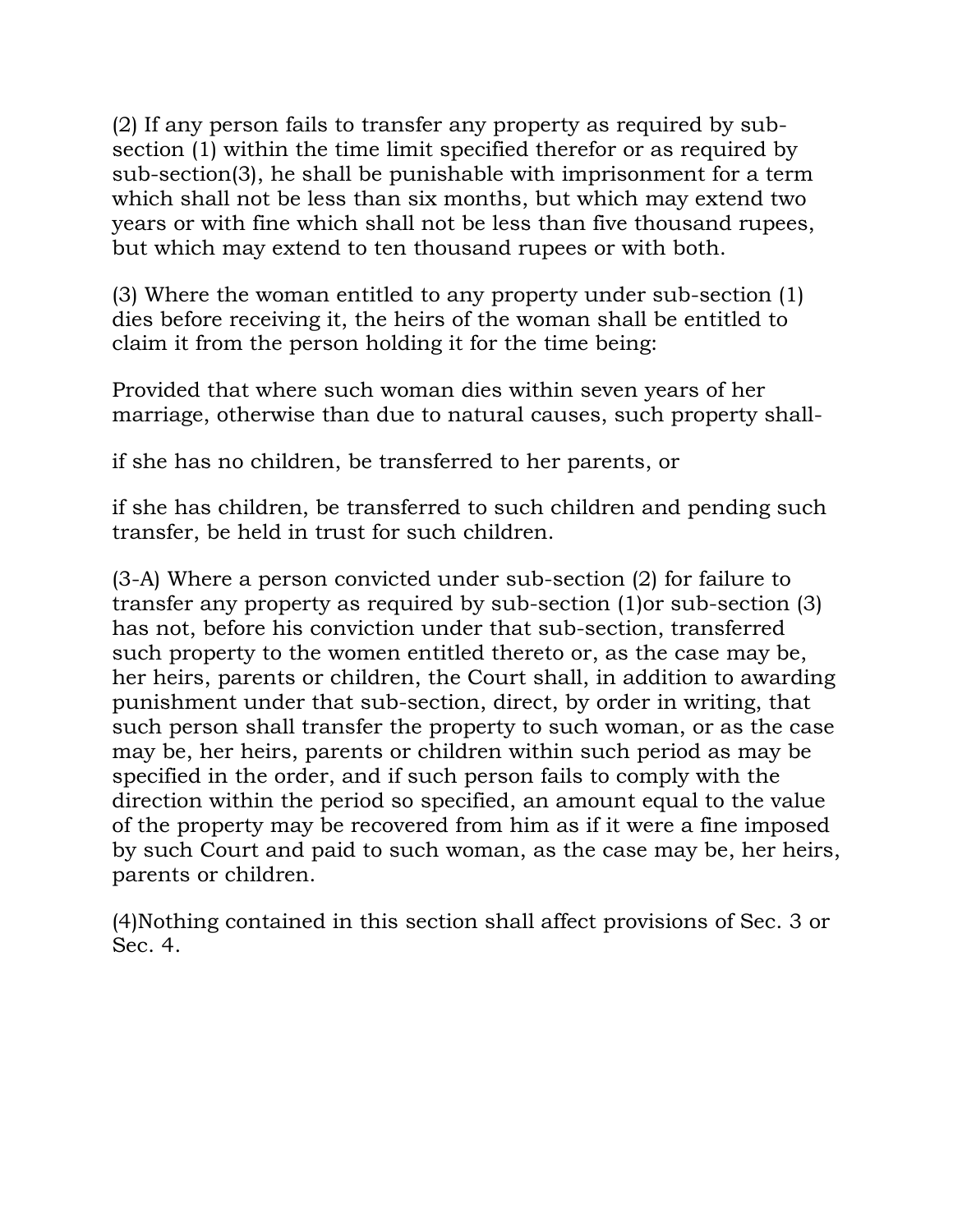(2) If any person fails to transfer any property as required by sub-section (1) within the time limit specified therefor or as required by sub-section(3), he shall be punishable with imprisonment for a term which shall not be less than six months, but which may extend two years or with fine which shall not be less than five thousand rupees, but which may extend to ten thousand rupees or with both.

(3) Where the woman entitled to any property under sub-section (1) dies before receiving it, the heirs of the woman shall be entitled to claim it from the person holding it for the time being:

Provided that where such woman dies within seven years of her marriage, otherwise than due to natural causes, such property shall-

if she has no children, be transferred to her parents, or

if she has children, be transferred to such children and pending such transfer, be held in trust for such children.

(3-A) Where a person convicted under sub-section (2) for failure to transfer any property as required by sub-section (1)or sub-section (3) has not, before his conviction under that sub-section, transferred such property to the women entitled thereto or, as the case may be, her heirs, parents or children, the Court shall, in addition to awarding punishment under that sub-section, direct, by order in writing, that such person shall transfer the property to such woman, or as the case may be, her heirs, parents or children within such period as may be specified in the order, and if such person fails to comply with the direction within the period so specified, an amount equal to the value of the property may be recovered from him as if it were a fine imposed by such Court and paid to such woman, as the case may be, her heirs, parents or children.

(4)Nothing contained in this section shall affect provisions of Sec. 3 or Sec. 4.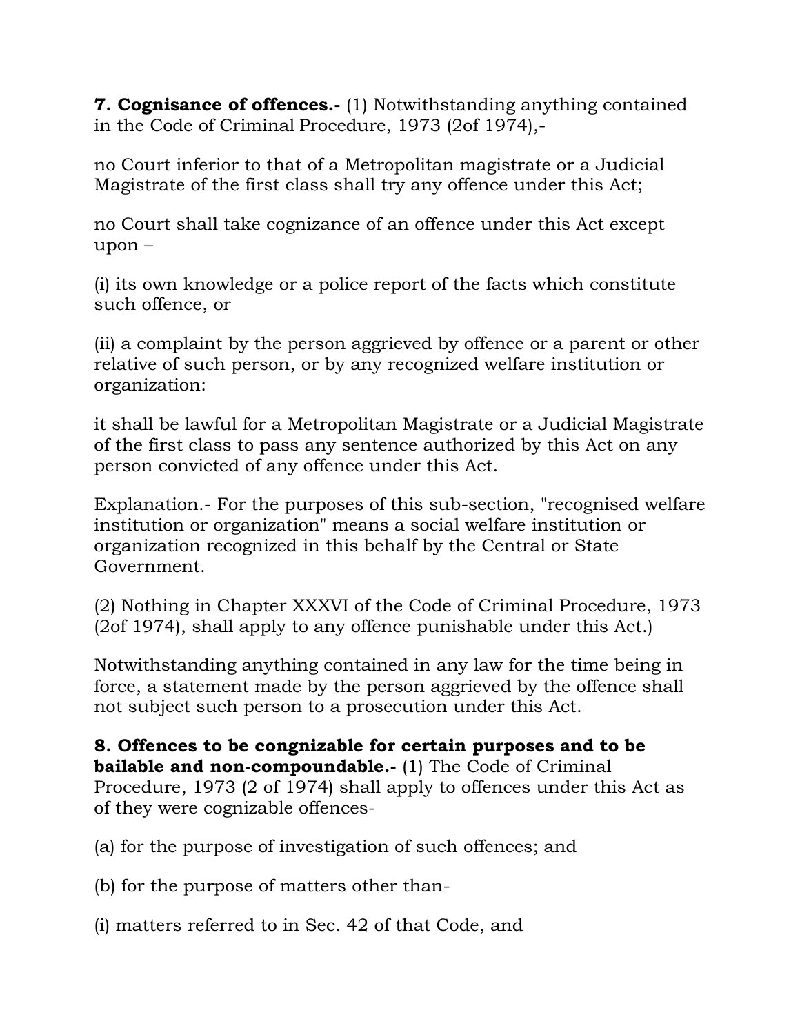**7. Cognisance of offences.-** (1) Notwithstanding anything contained in the Code of Criminal Procedure, 1973 (2of 1974),-

no Court inferior to that of a Metropolitan magistrate or a Judicial Magistrate of the first class shall try any offence under this Act;

no Court shall take cognizance of an offence under this Act except upon –

(i) its own knowledge or a police report of the facts which constitute such offence, or

(ii) a complaint by the person aggrieved by offence or a parent or other relative of such person, or by any recognized welfare institution or organization:

it shall be lawful for a Metropolitan Magistrate or a Judicial Magistrate of the first class to pass any sentence authorized by this Act on any person convicted of any offence under this Act.

Explanation.- For the purposes of this sub-section, "recognised welfare institution or organization" means a social welfare institution or organization recognized in this behalf by the Central or State Government.

(2) Nothing in Chapter XXXVI of the Code of Criminal Procedure, 1973 (2of 1974), shall apply to any offence punishable under this Act.)

Notwithstanding anything contained in any law for the time being in force, a statement made by the person aggrieved by the offence shall not subject such person to a prosecution under this Act.

**8. Offences to be congnizable for certain purposes and to be bailable and non-compoundable.-** (1) The Code of Criminal Procedure, 1973 (2 of 1974) shall apply to offences under this Act as of they were cognizable offences-

(a) for the purpose of investigation of such offences; and

(b) for the purpose of matters other than-

(i) matters referred to in Sec. 42 of that Code, and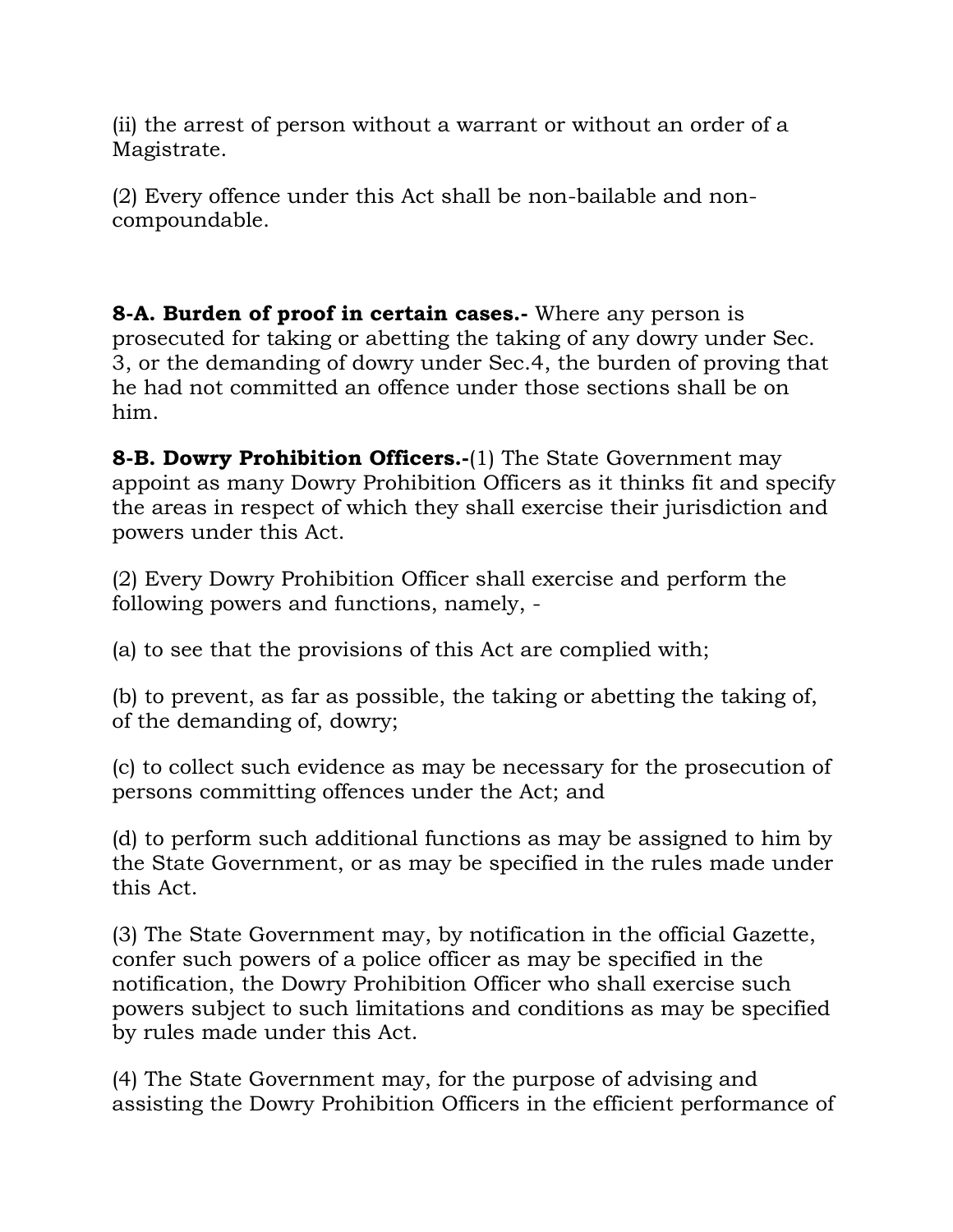(ii) the arrest of person without a warrant or without an order of a Magistrate.

(2) Every offence under this Act shall be non-bailable and non-compoundable.

**8-A. Burden of proof in certain cases.-** Where any person is prosecuted for taking or abetting the taking of any dowry under Sec. 3, or the demanding of dowry under Sec.4, the burden of proving that he had not committed an offence under those sections shall be on him.

**8-B. Dowry Prohibition Officers.-**(1) The State Government may appoint as many Dowry Prohibition Officers as it thinks fit and specify the areas in respect of which they shall exercise their jurisdiction and powers under this Act.

(2) Every Dowry Prohibition Officer shall exercise and perform the following powers and functions, namely, -

(a) to see that the provisions of this Act are complied with;

(b) to prevent, as far as possible, the taking or abetting the taking of, of the demanding of, dowry;

(c) to collect such evidence as may be necessary for the prosecution of persons committing offences under the Act; and

(d) to perform such additional functions as may be assigned to him by the State Government, or as may be specified in the rules made under this Act.

(3) The State Government may, by notification in the official Gazette, confer such powers of a police officer as may be specified in the notification, the Dowry Prohibition Officer who shall exercise such powers subject to such limitations and conditions as may be specified by rules made under this Act.

(4) The State Government may, for the purpose of advising and assisting the Dowry Prohibition Officers in the efficient performance of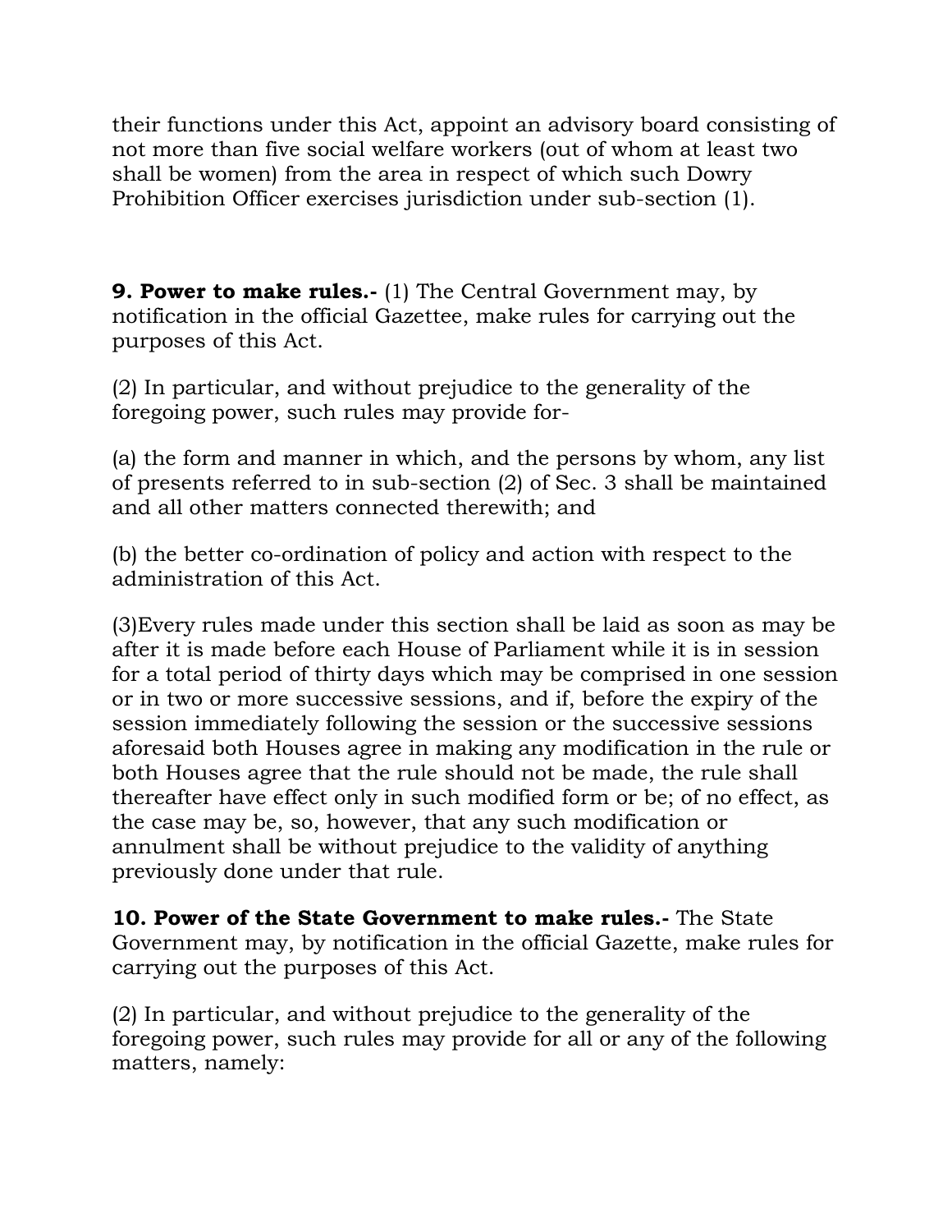their functions under this Act, appoint an advisory board consisting of not more than five social welfare workers (out of whom at least two shall be women) from the area in respect of which such Dowry Prohibition Officer exercises jurisdiction under sub-section (1).

**9. Power to make rules.-** (1) The Central Government may, by notification in the official Gazettee, make rules for carrying out the purposes of this Act.

(2) In particular, and without prejudice to the generality of the foregoing power, such rules may provide for-

(a) the form and manner in which, and the persons by whom, any list of presents referred to in sub-section (2) of Sec. 3 shall be maintained and all other matters connected therewith; and

(b) the better co-ordination of policy and action with respect to the administration of this Act.

(3)Every rules made under this section shall be laid as soon as may be after it is made before each House of Parliament while it is in session for a total period of thirty days which may be comprised in one session or in two or more successive sessions, and if, before the expiry of the session immediately following the session or the successive sessions aforesaid both Houses agree in making any modification in the rule or both Houses agree that the rule should not be made, the rule shall thereafter have effect only in such modified form or be; of no effect, as the case may be, so, however, that any such modification or annulment shall be without prejudice to the validity of anything previously done under that rule.

**10. Power of the State Government to make rules.-** The State Government may, by notification in the official Gazette, make rules for carrying out the purposes of this Act.

(2) In particular, and without prejudice to the generality of the foregoing power, such rules may provide for all or any of the following matters, namely: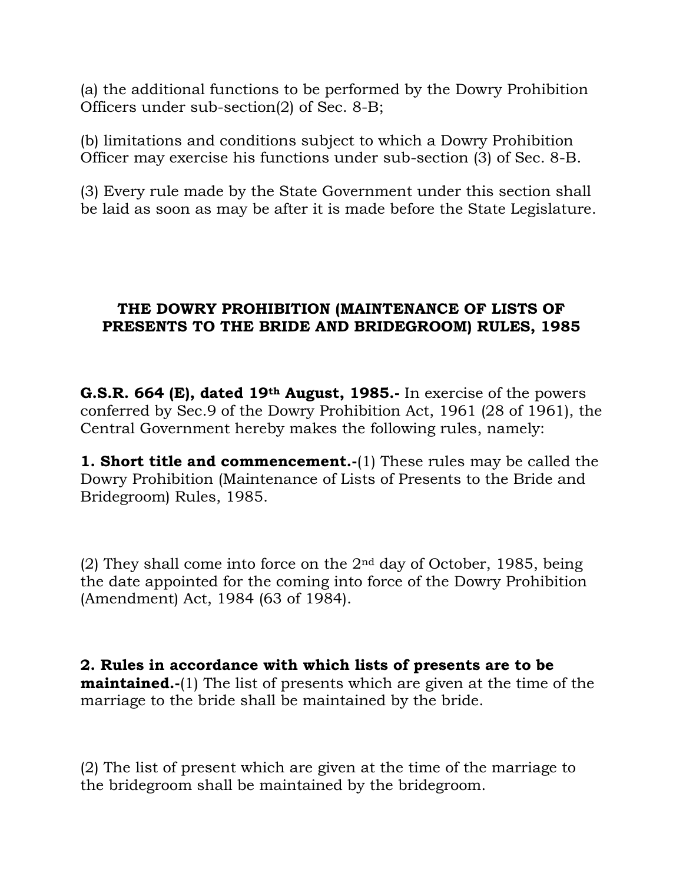(a) the additional functions to be performed by the Dowry Prohibition Officers under sub-section(2) of Sec. 8-B;

(b) limitations and conditions subject to which a Dowry Prohibition Officer may exercise his functions under sub-section (3) of Sec. 8-B.

(3) Every rule made by the State Government under this section shall be laid as soon as may be after it is made before the State Legislature.

## THE DOWRY PROHIBITION (MAINTENANCE OF LISTS OF PRESENTS TO THE BRIDE AND BRIDEGROOM) RULES, 1985

**G.S.R. 664 (E), dated 19th August, 1985.-** In exercise of the powers conferred by Sec.9 of the Dowry Prohibition Act, 1961 (28 of 1961), the Central Government hereby makes the following rules, namely:

**1. Short title and commencement.-**(1) These rules may be called the Dowry Prohibition (Maintenance of Lists of Presents to the Bride and Bridegroom) Rules, 1985.

(2) They shall come into force on the 2nd day of October, 1985, being the date appointed for the coming into force of the Dowry Prohibition (Amendment) Act, 1984 (63 of 1984).

**2. Rules in accordance with which lists of presents are to be maintained.-**(1) The list of presents which are given at the time of the marriage to the bride shall be maintained by the bride.

(2) The list of present which are given at the time of the marriage to the bridegroom shall be maintained by the bridegroom.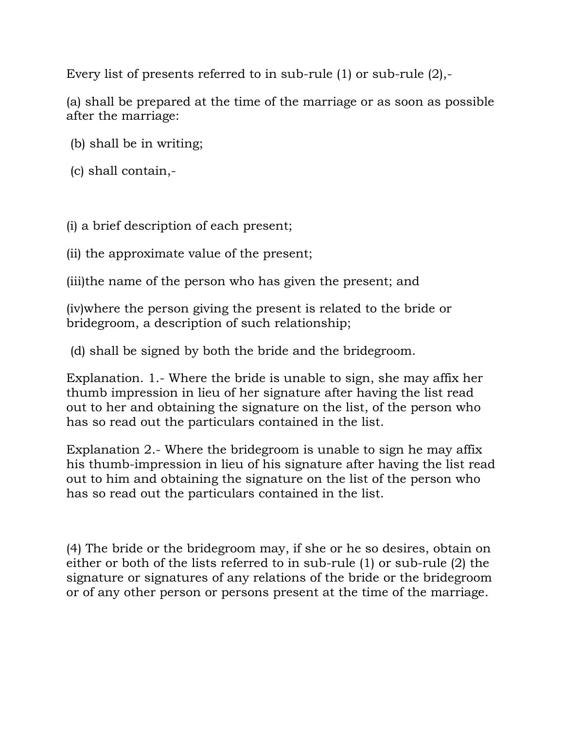Every list of presents referred to in sub-rule (1) or sub-rule (2),-

(a) shall be prepared at the time of the marriage or as soon as possible after the marriage:

(b) shall be in writing;

(c) shall contain,-

(i) a brief description of each present;

(ii) the approximate value of the present;

(iii)the name of the person who has given the present; and

(iv)where the person giving the present is related to the bride or bridegroom, a description of such relationship;

(d) shall be signed by both the bride and the bridegroom.

Explanation. 1.- Where the bride is unable to sign, she may affix her thumb impression in lieu of her signature after having the list read out to her and obtaining the signature on the list, of the person who has so read out the particulars contained in the list.

Explanation 2.- Where the bridegroom is unable to sign he may affix his thumb-impression in lieu of his signature after having the list read out to him and obtaining the signature on the list of the person who has so read out the particulars contained in the list.

(4) The bride or the bridegroom may, if she or he so desires, obtain on either or both of the lists referred to in sub-rule (1) or sub-rule (2) the signature or signatures of any relations of the bride or the bridegroom or of any other person or persons present at the time of the marriage.